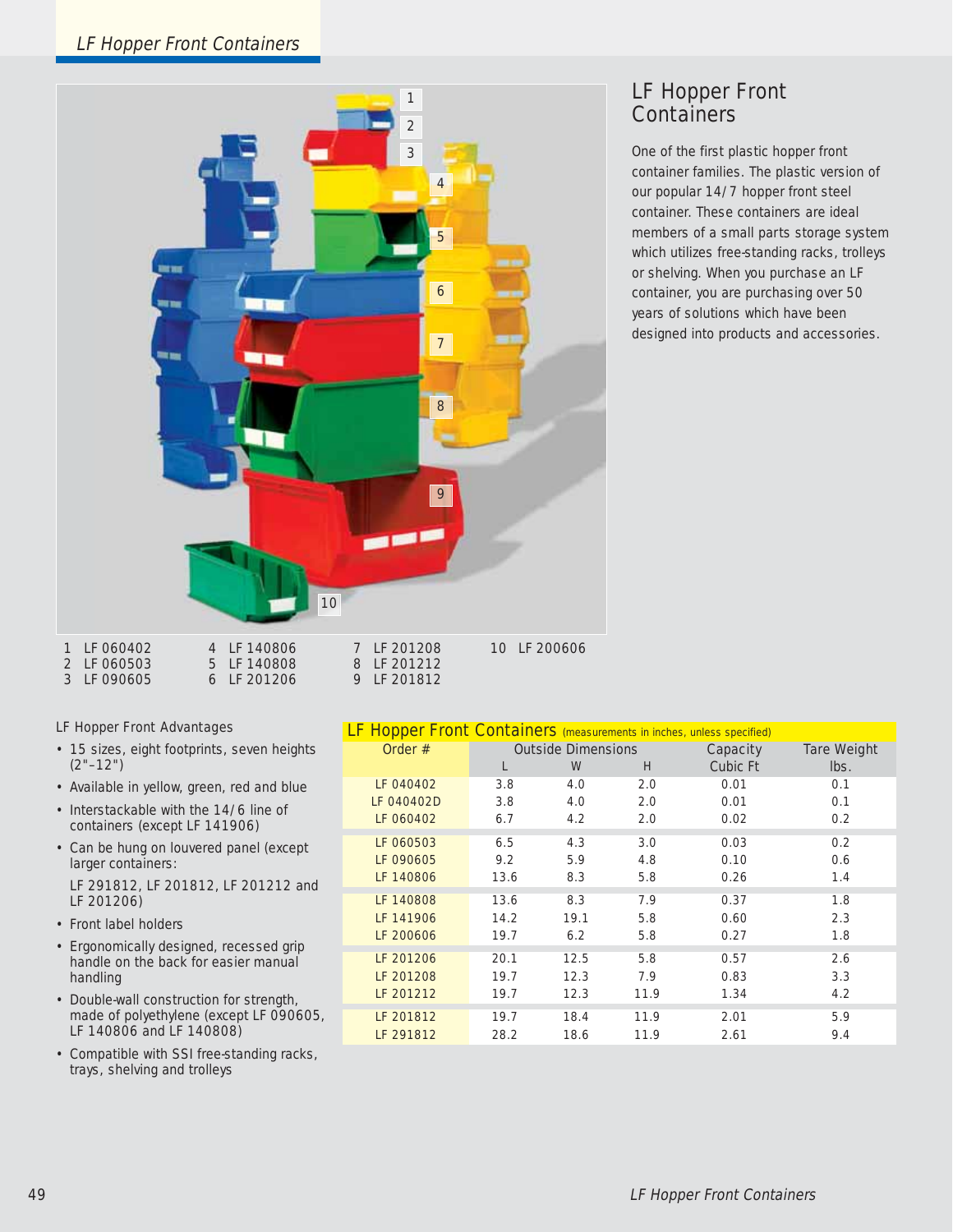## LF Hopper Front Containers

One of the first plastic hopper front container families. The plastic version of our popular 14/7 hopper front steel container. These containers are ideal members of a small parts storage system which utilizes free-standing racks, trolleys or shelving. When you purchase an LF container, you are purchasing over 50 years of solutions which have been designed into products and accessories.

1 LF 060402
2 LF 060503
3 LF 090605
4 LF 140806
5 LF 140808
6 LF 201206
7 LF 201208
8 LF 201212
9 LF 201812
10 LF 200606

LF Hopper Front Advantages

- 15 sizes, eight footprints, seven heights (2"–12")
- Available in yellow, green, red and blue
- Interstackable with the 14/6 line of containers (except LF 141906)
- Can be hung on louvered panel (except larger containers:

  LF 291812, LF 201812, LF 201212 and LF 201206)
- Front label holders
- Ergonomically designed, recessed grip handle on the back for easier manual handling
- Double-wall construction for strength, made of polyethylene (except LF 090605, LF 140806 and LF 140808)
- Compatible with SSI free-standing racks, trays, shelving and trolleys

**LF Hopper Front Containers** (measurements in inches, unless specified)

| Order # | Outside Dimensions | | | Capacity | Tare Weight |
|---|---|---|---|---|---|
| | L | W | H | Cubic Ft | lbs. |
| LF 040402 | 3.8 | 4.0 | 2.0 | 0.01 | 0.1 |
| LF 040402D | 3.8 | 4.0 | 2.0 | 0.01 | 0.1 |
| LF 060402 | 6.7 | 4.2 | 2.0 | 0.02 | 0.2 |
| LF 060503 | 6.5 | 4.3 | 3.0 | 0.03 | 0.2 |
| LF 090605 | 9.2 | 5.9 | 4.8 | 0.10 | 0.6 |
| LF 140806 | 13.6 | 8.3 | 5.8 | 0.26 | 1.4 |
| LF 140808 | 13.6 | 8.3 | 7.9 | 0.37 | 1.8 |
| LF 141906 | 14.2 | 19.1 | 5.8 | 0.60 | 2.3 |
| LF 200606 | 19.7 | 6.2 | 5.8 | 0.27 | 1.8 |
| LF 201206 | 20.1 | 12.5 | 5.8 | 0.57 | 2.6 |
| LF 201208 | 19.7 | 12.3 | 7.9 | 0.83 | 3.3 |
| LF 201212 | 19.7 | 12.3 | 11.9 | 1.34 | 4.2 |
| LF 201812 | 19.7 | 18.4 | 11.9 | 2.01 | 5.9 |
| LF 291812 | 28.2 | 18.6 | 11.9 | 2.61 | 9.4 |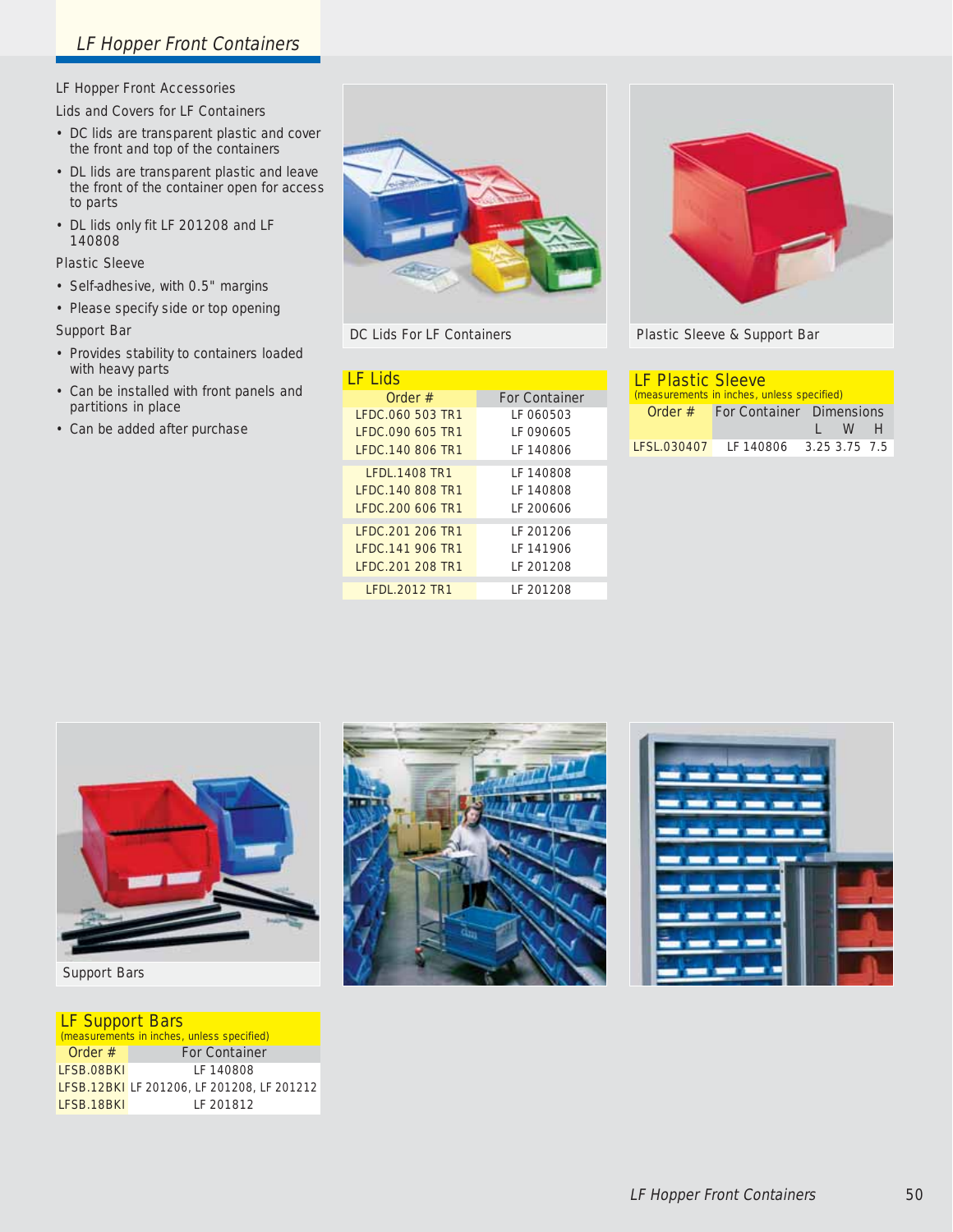# LF Hopper Front Containers

LF Hopper Front Accessories

Lids and Covers for LF Containers

- DC lids are transparent plastic and cover the front and top of the containers
- DL lids are transparent plastic and leave the front of the container open for access to parts
- DL lids only fit LF 201208 and LF 140808

Plastic Sleeve

- Self-adhesive, with 0.5" margins
- Please specify side or top opening

Support Bar

- Provides stability to containers loaded with heavy parts
- Can be installed with front panels and partitions in place
- Can be added after purchase

DC Lids For LF Containers

Plastic Sleeve & Support Bar

**LF Lids**

| Order # | For Container |
|---|---|
| LFDC.060 503 TR1 | LF 060503 |
| LFDC.090 605 TR1 | LF 090605 |
| LFDC.140 806 TR1 | LF 140806 |
| LFDL.1408 TR1 | LF 140808 |
| LFDC.140 808 TR1 | LF 140808 |
| LFDC.200 606 TR1 | LF 200606 |
| LFDC.201 206 TR1 | LF 201206 |
| LFDC.141 906 TR1 | LF 141906 |
| LFDC.201 208 TR1 | LF 201208 |
| LFDL.2012 TR1 | LF 201208 |

**LF Plastic Sleeve**
(measurements in inches, unless specified)

| Order # | For Container | Dimensions L | W | H |
|---|---|---|---|---|
| LFSL.030407 | LF 140806 | 3.25 | 3.75 | 7.5 |

Support Bars

**LF Support Bars**
(measurements in inches, unless specified)

| Order # | For Container |
|---|---|
| LFSB.08BKI | LF 140808 |
| LFSB.12BKI | LF 201206, LF 201208, LF 201212 |
| LFSB.18BKI | LF 201812 |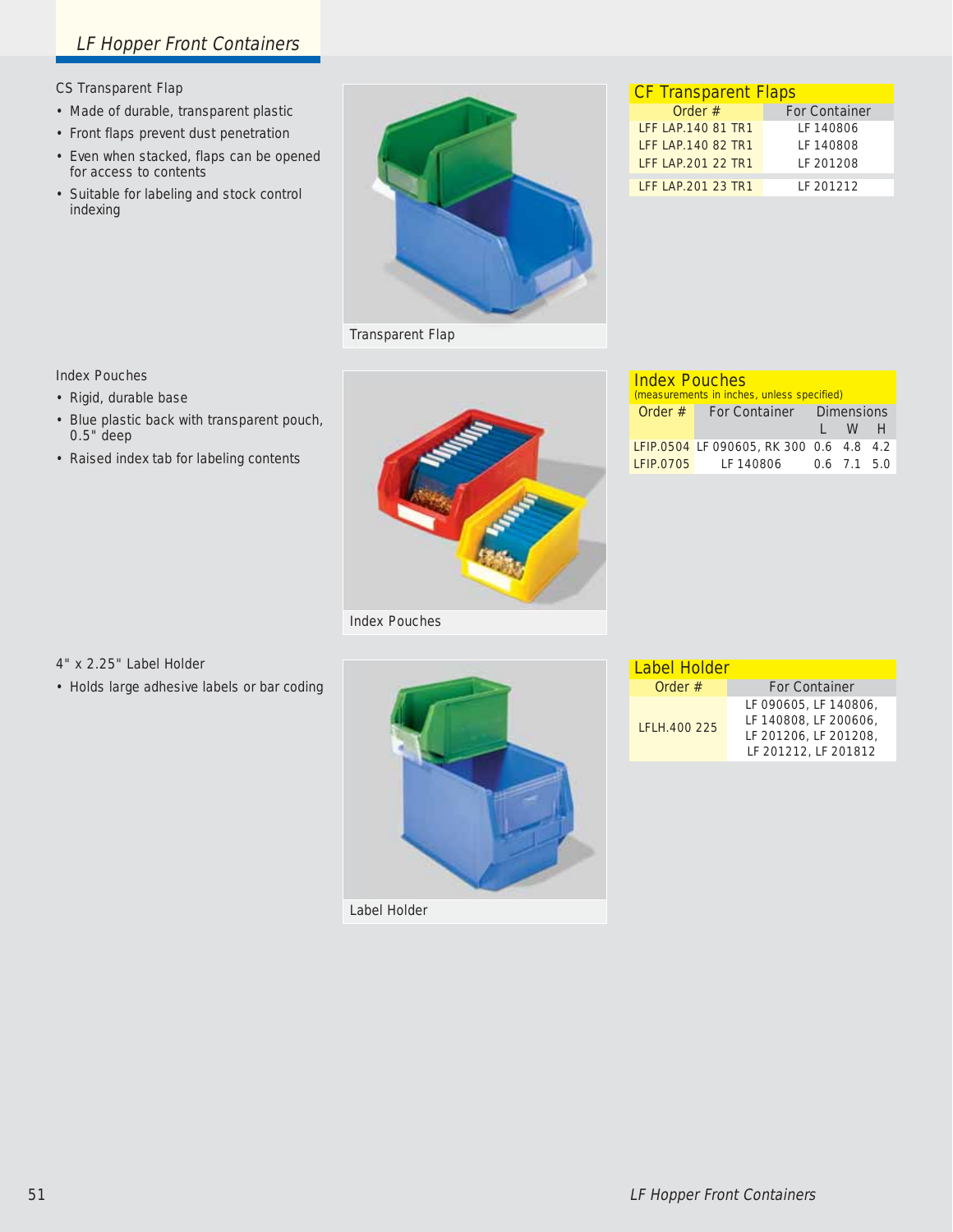## CS Transparent Flap

- Made of durable, transparent plastic
- Front flaps prevent dust penetration
- Even when stacked, flaps can be opened for access to contents
- Suitable for labeling and stock control indexing

Transparent Flap

**CF Transparent Flaps**

| Order # | For Container |
|---|---|
| LFF LAP.140 81 TR1 | LF 140806 |
| LFF LAP.140 82 TR1 | LF 140808 |
| LFF LAP.201 22 TR1 | LF 201208 |
| LFF LAP.201 23 TR1 | LF 201212 |

## Index Pouches

- Rigid, durable base
- Blue plastic back with transparent pouch, 0.5" deep
- Raised index tab for labeling contents

Index Pouches

**Index Pouches**
(measurements in inches, unless specified)

| Order # | For Container | Dimensions | | |
|---|---|---|---|---|
| | | L | W | H |
| LFIP.0504 | LF 090605, RK 300 | 0.6 | 4.8 | 4.2 |
| LFIP.0705 | LF 140806 | 0.6 | 7.1 | 5.0 |

## 4" x 2.25" Label Holder

- Holds large adhesive labels or bar coding

Label Holder

**Label Holder**

| Order # | For Container |
|---|---|
| LFLH.400 225 | LF 090605, LF 140806, LF 140808, LF 200606, LF 201206, LF 201208, LF 201212, LF 201812 |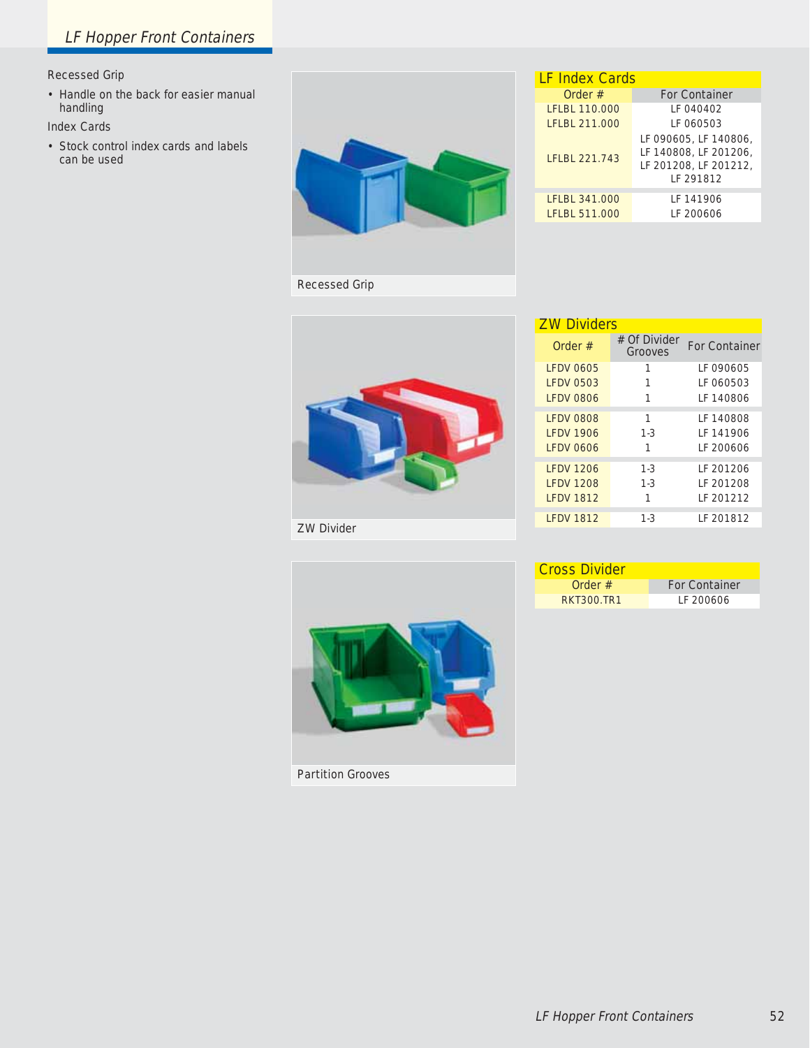## LF Hopper Front Containers

Recessed Grip

- Handle on the back for easier manual handling

Index Cards

- Stock control index cards and labels can be used

Recessed Grip

ZW Divider

Partition Grooves

### LF Index Cards

| Order # | For Container |
|---|---|
| LFLBL 110.000 | LF 040402 |
| LFLBL 211.000 | LF 060503 |
| LFLBL 221.743 | LF 090605, LF 140806, LF 140808, LF 201206, LF 201208, LF 201212, LF 291812 |
| LFLBL 341.000 | LF 141906 |
| LFLBL 511.000 | LF 200606 |

### ZW Dividers

| Order # | # Of Divider Grooves | For Container |
|---|---|---|
| LFDV 0605 | 1 | LF 090605 |
| LFDV 0503 | 1 | LF 060503 |
| LFDV 0806 | 1 | LF 140806 |
| LFDV 0808 | 1 | LF 140808 |
| LFDV 1906 | 1-3 | LF 141906 |
| LFDV 0606 | 1 | LF 200606 |
| LFDV 1206 | 1-3 | LF 201206 |
| LFDV 1208 | 1-3 | LF 201208 |
| LFDV 1812 | 1 | LF 201212 |
| LFDV 1812 | 1-3 | LF 201812 |

### Cross Divider

| Order # | For Container |
|---|---|
| RKT300.TR1 | LF 200606 |